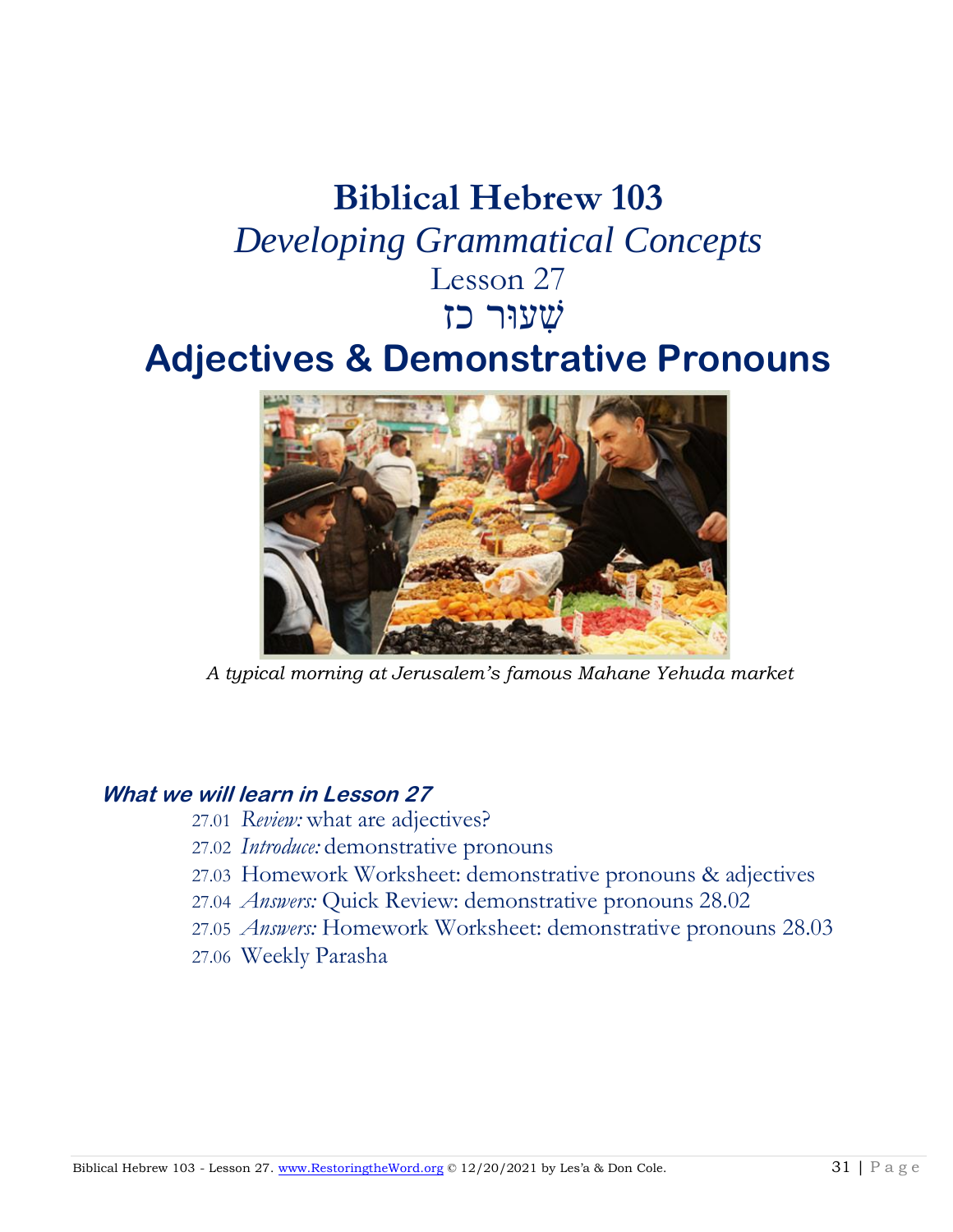# Biblical Hebrew 103

## *Developing Grammatical Concepts*

Lesson 27

שִׁעוּר כז

# Adjectives & Demonstrative Pronouns

*A typical morning at Jerusalem's famous Mahane Yehuda market*

### *What we will learn in Lesson 27*

- 27.01 *Review:* what are adjectives?
- 27.02 *Introduce:* demonstrative pronouns
- 27.03 Homework Worksheet: demonstrative pronouns & adjectives
- 27.04 *Answers:* Quick Review: demonstrative pronouns 28.02
- 27.05 *Answers:* Homework Worksheet: demonstrative pronouns 28.03
- 27.06 Weekly Parasha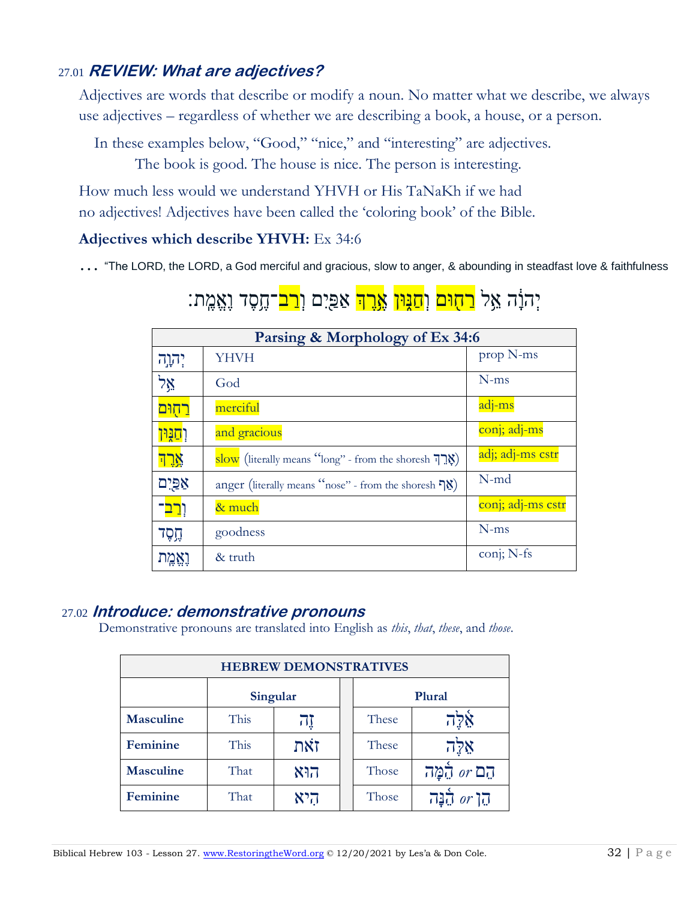## 27.01 ***REVIEW: What are adjectives?***

Adjectives are words that describe or modify a noun. No matter what we describe, we always use adjectives – regardless of whether we are describing a book, a house, or a person.

In these examples below, "Good," "nice," and "interesting" are adjectives.

The book is good. The house is nice. The person is interesting.

How much less would we understand YHVH or His TaNaKh if we had no adjectives! Adjectives have been called the 'coloring book' of the Bible.

**Adjectives which describe YHVH:** Ex 34:6

… "The LORD, the LORD, a God merciful and gracious, slow to anger, & abounding in steadfast love & faithfulness

יְהוָ֗ה אֵ֚ל רַח֣וּם וְחַנּ֑וּן אֶ֥רֶךְ אַפַּ֖יִם וְרַב־חֶ֥סֶד וֶאֱמֶֽת׃

| Parsing & Morphology of Ex 34:6 | | |
|---|---|---|
| יְהוָ֗ה | YHVH | prop N-ms |
| אֵ֚ל | God | N-ms |
| רַח֣וּם | merciful | adj-ms |
| וְחַנּ֑וּן | and gracious | conj; adj-ms |
| אֶ֥רֶךְ | slow (literally means "long" - from the shoresh אָרַךְ) | adj; adj-ms cstr |
| אַפַּ֖יִם | anger (literally means "nose" - from the shoresh אַף) | N-md |
| וְרַב־ | & much | conj; adj-ms cstr |
| חֶ֥סֶד | goodness | N-ms |
| וֶאֱמֶֽת | & truth | conj; N-fs |

## 27.02 ***Introduce: demonstrative pronouns***

Demonstrative pronouns are translated into English as *this*, *that*, *these*, and *those*.

| HEBREW DEMONSTRATIVES | | | | | |
|---|---|---|---|---|---|
| | Singular | | | Plural | |
| Masculine | This | זֶה | | These | אֵלֶּה |
| Feminine | This | זֹאת | | These | אֵלֶּה |
| Masculine | That | הוּא | | Those | הֵם *or* הֵמָּה |
| Feminine | That | הִיא | | Those | הֵן *or* הֵנָּה |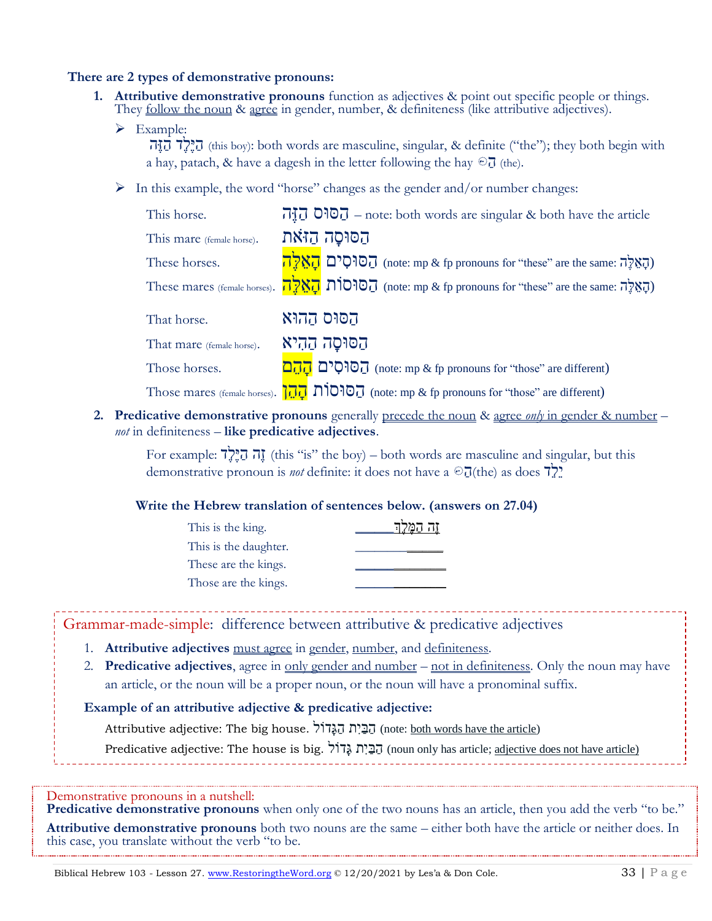**There are 2 types of demonstrative pronouns:**

1. **Attributive demonstrative pronouns** function as adjectives & point out specific people or things. They follow the noun & agree in gender, number, & definiteness (like attributive adjectives).

   - Example:
     הַיֶּלֶד הַזֶּה (this boy): both words are masculine, singular, & definite ("the"); they both begin with a hay, patach, & have a dagesh in the letter following the hay ◌ּהַ (the).

   - In this example, the word "horse" changes as the gender and/or number changes:

     | | |
     |---|---|
     | This horse. | הַסּוּס הַזֶּה – note: both words are singular & both have the article |
     | This mare (female horse). | הַסּוּסָה הַזֹּאת |
     | These horses. | הַסּוּסִים הָאֵלֶּה (note: mp & fp pronouns for "these" are the same: הָאֵלֶּה) |
     | These mares (female horses). | הַסּוּסוֹת הָאֵלֶּה (note: mp & fp pronouns for "these" are the same: הָאֵלֶּה) |
     | That horse. | הַסּוּס הַהוּא |
     | That mare (female horse). | הַסּוּסָה הַהִיא |
     | Those horses. | הַסּוּסִים הָהֵם (note: mp & fp pronouns for "those" are different) |
     | Those mares (female horses). | הַסּוּסוֹת הָהֵן (note: mp & fp pronouns for "those" are different) |

2. **Predicative demonstrative pronouns** generally precede the noun & agree *only* in gender & number – *not* in definiteness – **like predicative adjectives**.

   For example: זֶה הַיֶּלֶד (this "is" the boy) – both words are masculine and singular, but this demonstrative pronoun is *not* definite: it does not have a ◌ּהַ(the) as does יֶלֶד

**Write the Hebrew translation of sentences below. (answers on 27.04)**

| | |
|---|---|
| This is the king. | ______זֶה הַמֶּלֶךְ |
| This is the daughter. | ____________ |
| These are the kings. | ____________ |
| Those are the kings. | ____________ |

Grammar-made-simple: difference between attributive & predicative adjectives

1. **Attributive adjectives** must agree in gender, number, and definiteness.
2. **Predicative adjectives**, agree in only gender and number – not in definiteness. Only the noun may have an article, or the noun will be a proper noun, or the noun will have a pronominal suffix.

**Example of an attributive adjective & predicative adjective:**

Attributive adjective: The big house. הַבַּיִת הַגָּדוֹל (note: both words have the article)

Predicative adjective: The house is big. הַבַּיִת גָּדוֹל (noun only has article; adjective does not have article)

Demonstrative pronouns in a nutshell:
**Predicative demonstrative pronouns** when only one of the two nouns has an article, then you add the verb "to be."
**Attributive demonstrative pronouns** both two nouns are the same – either both have the article or neither does. In this case, you translate without the verb "to be.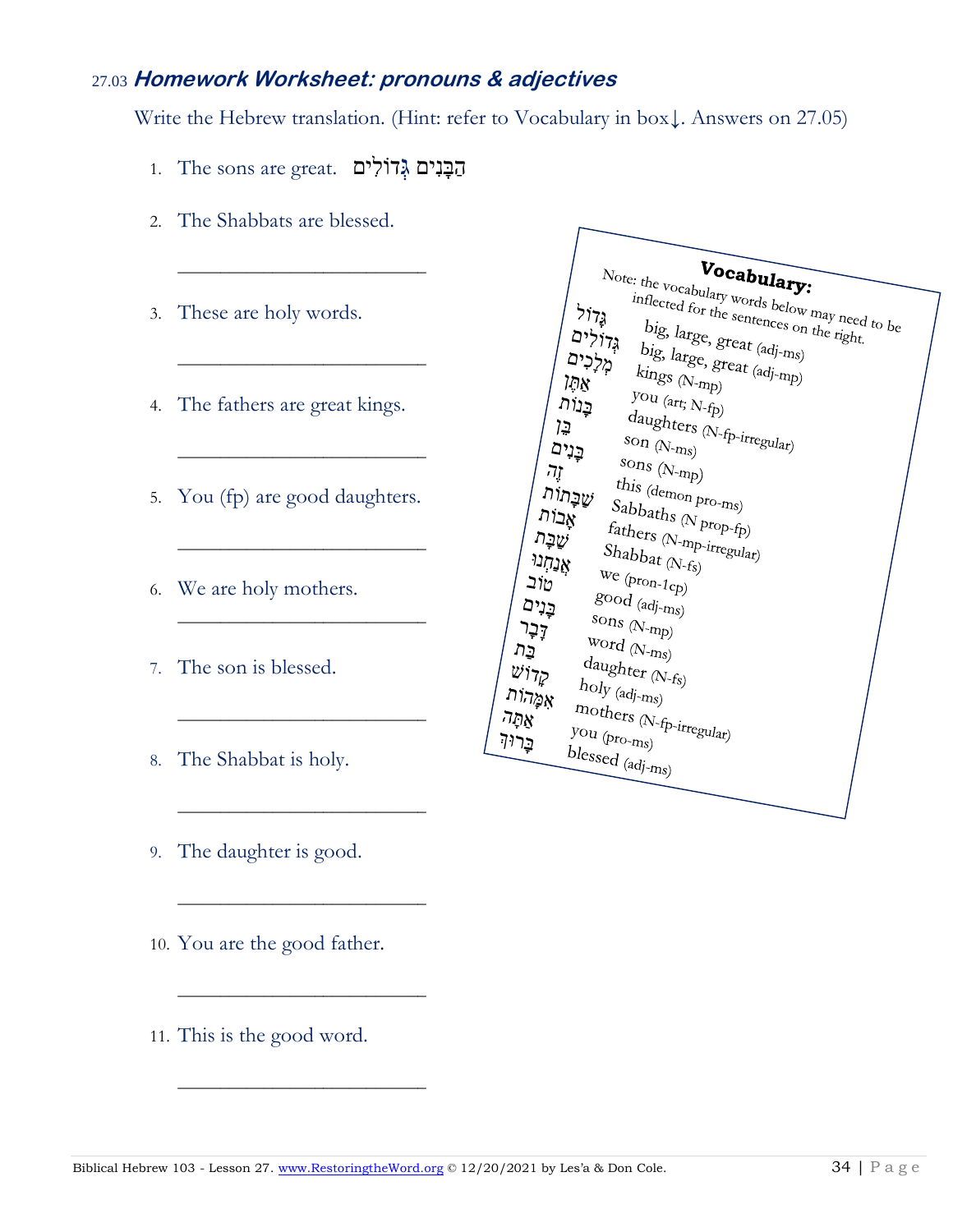## 27.03 *Homework Worksheet: pronouns & adjectives*

Write the Hebrew translation. (Hint: refer to Vocabulary in box↓. Answers on 27.05)

1. The sons are great. הַבָּנִים גְּדוֹלִים
2. The Shabbats are blessed.

   \_\_\_\_\_\_\_\_\_\_\_\_\_\_\_\_\_\_\_\_\_\_\_\_
3. These are holy words.

   \_\_\_\_\_\_\_\_\_\_\_\_\_\_\_\_\_\_\_\_\_\_\_\_
4. The fathers are great kings.

   \_\_\_\_\_\_\_\_\_\_\_\_\_\_\_\_\_\_\_\_\_\_\_\_
5. You (fp) are good daughters.

   \_\_\_\_\_\_\_\_\_\_\_\_\_\_\_\_\_\_\_\_\_\_\_\_
6. We are holy mothers.

   \_\_\_\_\_\_\_\_\_\_\_\_\_\_\_\_\_\_\_\_\_\_\_\_
7. The son is blessed.

   \_\_\_\_\_\_\_\_\_\_\_\_\_\_\_\_\_\_\_\_\_\_\_\_
8. The Shabbat is holy.

   \_\_\_\_\_\_\_\_\_\_\_\_\_\_\_\_\_\_\_\_\_\_\_\_
9. The daughter is good.

   \_\_\_\_\_\_\_\_\_\_\_\_\_\_\_\_\_\_\_\_\_\_\_\_
10. You are the good father.

    \_\_\_\_\_\_\_\_\_\_\_\_\_\_\_\_\_\_\_\_\_\_\_\_
11. This is the good word.

    \_\_\_\_\_\_\_\_\_\_\_\_\_\_\_\_\_\_\_\_\_\_\_\_

**Vocabulary:**

Note: the vocabulary words below may need to be inflected for the sentences on the right.

| Hebrew | English |
|---|---|
| גָּדוֹל | big, large, great (adj-ms) |
| גְּדוֹלִים | big, large, great (adj-mp) |
| מְלָכִים | kings (N-mp) |
| אַתֶּן | you (art; N-fp) |
| בָּנוֹת | daughters (N-fp-irregular) |
| בֵּן | son (N-ms) |
| בָּנִים | sons (N-mp) |
| זֶה | this (demon pro-ms) |
| שַׁבָּתוֹת | Sabbaths (N prop-fp) |
| אָבוֹת | fathers (N-mp-irregular) |
| שַׁבָּת | Shabbat (N-fs) |
| אֲנַחְנוּ | we (pron-1cp) |
| טוֹב | good (adj-ms) |
| בָּנִים | sons (N-mp) |
| דָּבָר | word (N-ms) |
| בַּת | daughter (N-fs) |
| קָדוֹשׁ | holy (adj-ms) |
| אִמָּהוֹת | mothers (N-fp-irregular) |
| אַתָּה | you (pro-ms) |
| בָּרוּךְ | blessed (adj-ms) |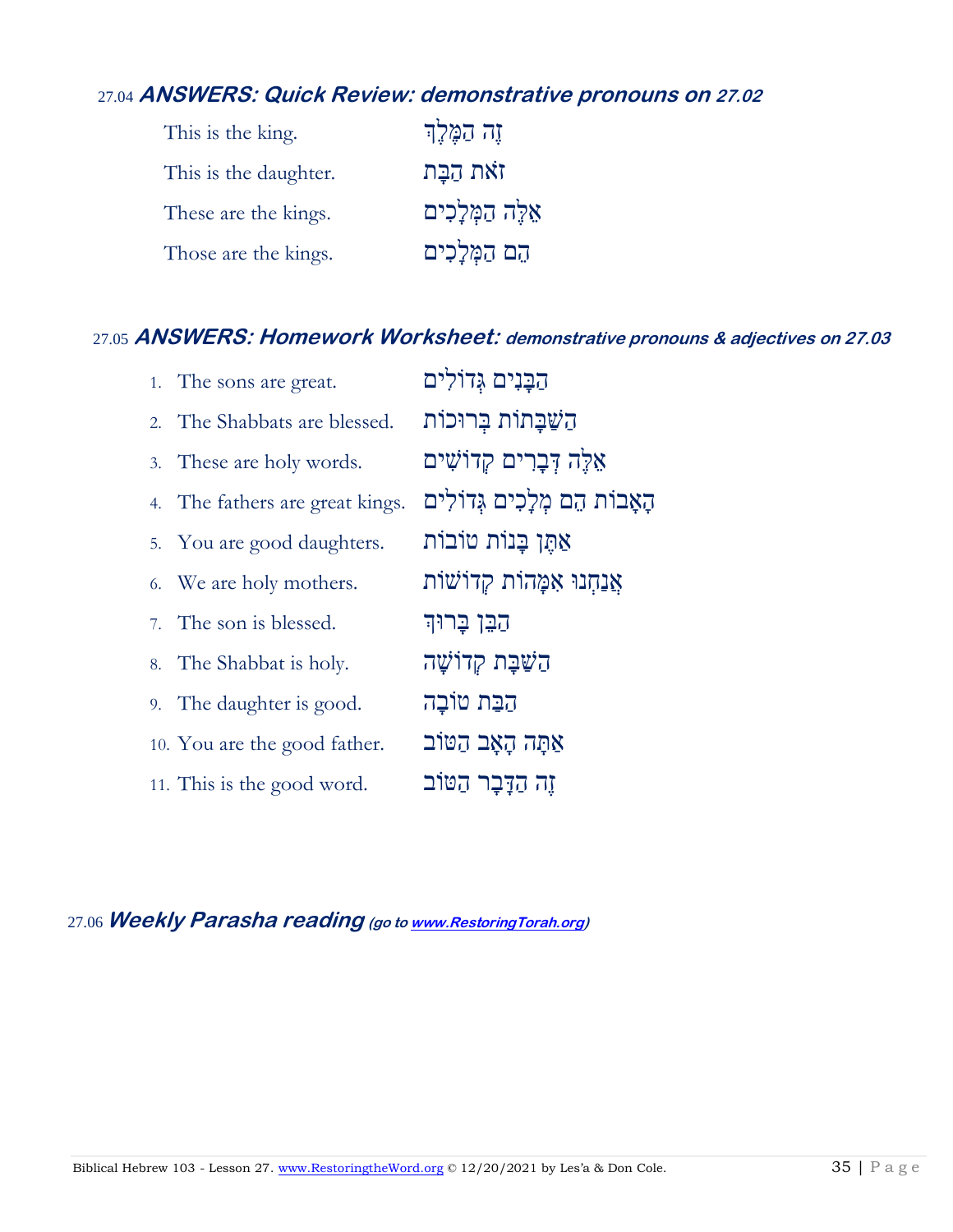## 27.04 **ANSWERS: Quick Review: demonstrative pronouns on 27.02**

| | |
|---|---|
| This is the king. | זֶה הַמֶּלֶךְ |
| This is the daughter. | זֹאת הַבַּת |
| These are the kings. | אֵלֶּה הַמְּלָכִים |
| Those are the kings. | הֵם הַמְּלָכִים |

## 27.05 **ANSWERS: Homework Worksheet: demonstrative pronouns & adjectives on 27.03**

| | |
|---|---|
| 1. The sons are great. | הַבָּנִים גְּדוֹלִים |
| 2. The Shabbats are blessed. | הַשַּׁבָּתוֹת בְּרוּכוֹת |
| 3. These are holy words. | אֵלֶּה דְּבָרִים קְדוֹשִׁים |
| 4. The fathers are great kings. | הָאָבוֹת הֵם מְלָכִים גְּדוֹלִים |
| 5. You are good daughters. | אַתֶּן בָּנוֹת טוֹבוֹת |
| 6. We are holy mothers. | אֲנַחְנוּ אִמָּהוֹת קְדוֹשׁוֹת |
| 7. The son is blessed. | הַבֵּן בָּרוּךְ |
| 8. The Shabbat is holy. | הַשַּׁבָּת קְדוֹשָׁה |
| 9. The daughter is good. | הַבַּת טוֹבָה |
| 10. You are the good father. | אַתָּה הָאָב הַטּוֹב |
| 11. This is the good word. | זֶה הַדָּבָר הַטּוֹב |

## 27.06 **Weekly Parasha reading** *(go to www.RestoringTorah.org)*